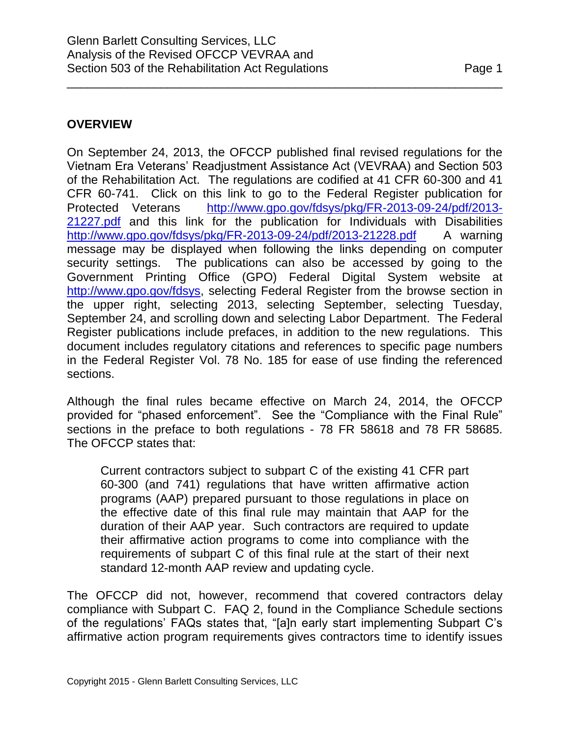## OVERVIEW

On September 24, 2013, the OFCCP published final revised regulations for the Vietnam Era Veterans' Readjustment Assistance Act (VEVRAA) and Section 503 of the Rehabilitation Act. The regulations are codified at 41 CFR 60-300 and 41 CFR 60-741. Click on this link to go to the Federal Register publication for Protected Veterans http://www.gpo.gov/fdsys/pkg/FR-2013-09-24/pdf/2013-21227.pdf and this link for the publication for Individuals with Disabilities http://www.gpo.gov/fdsys/pkg/FR-2013-09-24/pdf/2013-21228.pdf A warning message may be displayed when following the links depending on computer security settings. The publications can also be accessed by going to the Government Printing Office (GPO) Federal Digital System website at http://www.gpo.gov/fdsys, selecting Federal Register from the browse section in the upper right, selecting 2013, selecting September, selecting Tuesday, September 24, and scrolling down and selecting Labor Department. The Federal Register publications include prefaces, in addition to the new regulations. This document includes regulatory citations and references to specific page numbers in the Federal Register Vol. 78 No. 185 for ease of use finding the referenced sections.

Although the final rules became effective on March 24, 2014, the OFCCP provided for "phased enforcement". See the "Compliance with the Final Rule" sections in the preface to both regulations - 78 FR 58618 and 78 FR 58685. The OFCCP states that:

> Current contractors subject to subpart C of the existing 41 CFR part 60-300 (and 741) regulations that have written affirmative action programs (AAP) prepared pursuant to those regulations in place on the effective date of this final rule may maintain that AAP for the duration of their AAP year. Such contractors are required to update their affirmative action programs to come into compliance with the requirements of subpart C of this final rule at the start of their next standard 12-month AAP review and updating cycle.

The OFCCP did not, however, recommend that covered contractors delay compliance with Subpart C. FAQ 2, found in the Compliance Schedule sections of the regulations' FAQs states that, "[a]n early start implementing Subpart C's affirmative action program requirements gives contractors time to identify issues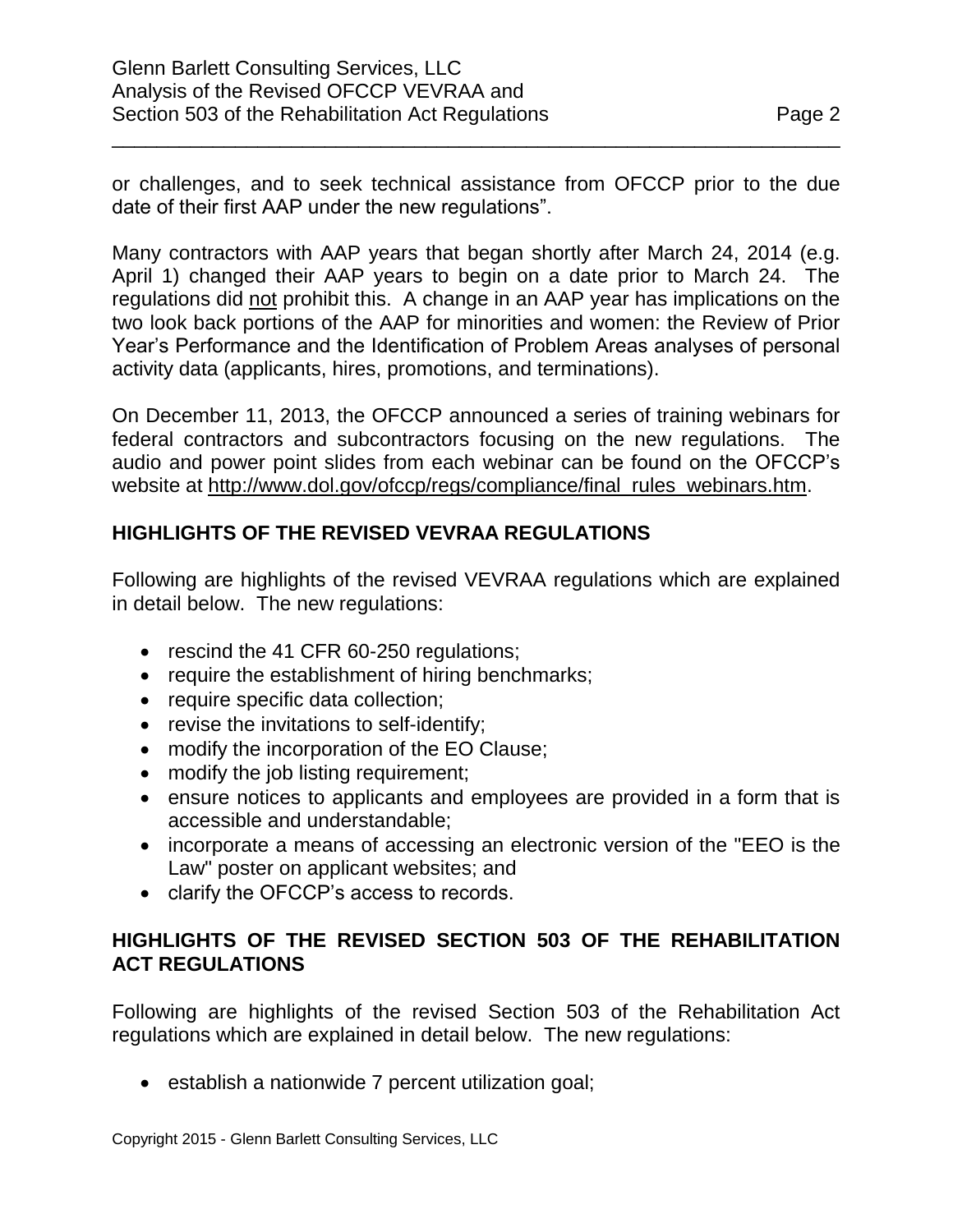or challenges, and to seek technical assistance from OFCCP prior to the due date of their first AAP under the new regulations".

Many contractors with AAP years that began shortly after March 24, 2014 (e.g. April 1) changed their AAP years to begin on a date prior to March 24. The regulations did not prohibit this. A change in an AAP year has implications on the two look back portions of the AAP for minorities and women: the Review of Prior Year's Performance and the Identification of Problem Areas analyses of personal activity data (applicants, hires, promotions, and terminations).

On December 11, 2013, the OFCCP announced a series of training webinars for federal contractors and subcontractors focusing on the new regulations. The audio and power point slides from each webinar can be found on the OFCCP's website at http://www.dol.gov/ofccp/regs/compliance/final_rules_webinars.htm.

## HIGHLIGHTS OF THE REVISED VEVRAA REGULATIONS

Following are highlights of the revised VEVRAA regulations which are explained in detail below. The new regulations:

- rescind the 41 CFR 60-250 regulations;
- require the establishment of hiring benchmarks;
- require specific data collection;
- revise the invitations to self-identify;
- modify the incorporation of the EO Clause;
- modify the job listing requirement;
- ensure notices to applicants and employees are provided in a form that is accessible and understandable;
- incorporate a means of accessing an electronic version of the "EEO is the Law" poster on applicant websites; and
- clarify the OFCCP's access to records.

## HIGHLIGHTS OF THE REVISED SECTION 503 OF THE REHABILITATION ACT REGULATIONS

Following are highlights of the revised Section 503 of the Rehabilitation Act regulations which are explained in detail below. The new regulations:

- establish a nationwide 7 percent utilization goal;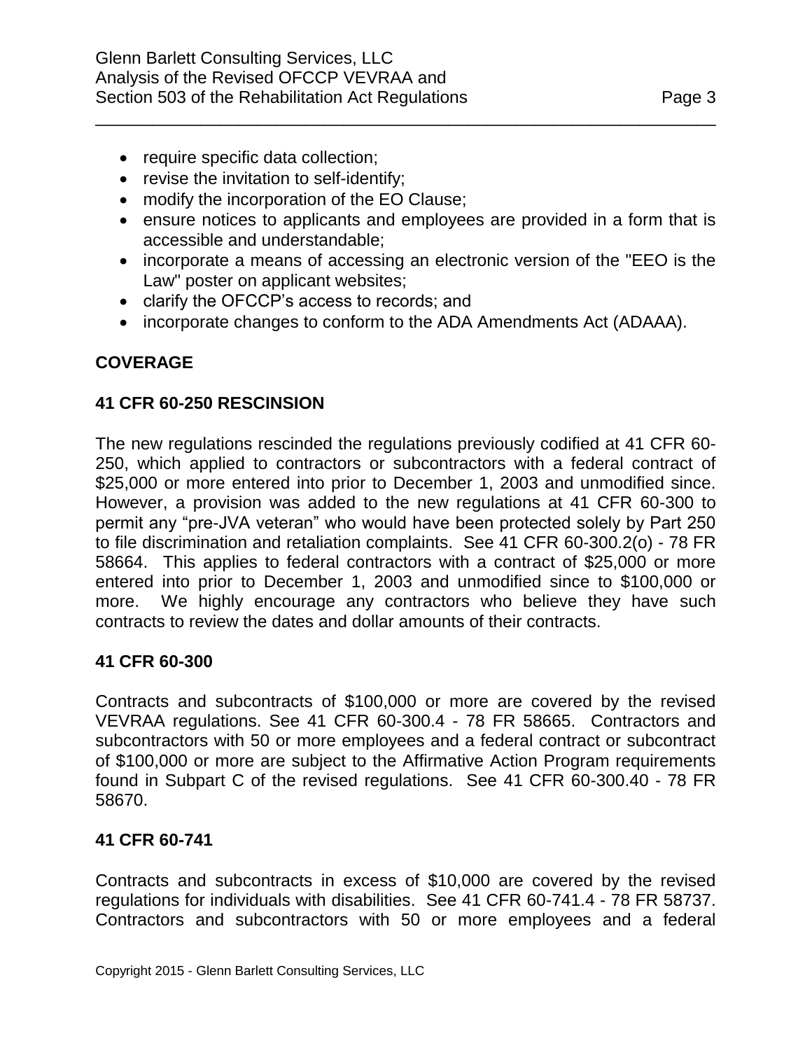- require specific data collection;
- revise the invitation to self-identify;
- modify the incorporation of the EO Clause;
- ensure notices to applicants and employees are provided in a form that is accessible and understandable;
- incorporate a means of accessing an electronic version of the "EEO is the Law" poster on applicant websites;
- clarify the OFCCP's access to records; and
- incorporate changes to conform to the ADA Amendments Act (ADAAA).

**COVERAGE**

**41 CFR 60-250 RESCINSION**

The new regulations rescinded the regulations previously codified at 41 CFR 60-250, which applied to contractors or subcontractors with a federal contract of $25,000 or more entered into prior to December 1, 2003 and unmodified since. However, a provision was added to the new regulations at 41 CFR 60-300 to permit any "pre-JVA veteran" who would have been protected solely by Part 250 to file discrimination and retaliation complaints. See 41 CFR 60-300.2(o) - 78 FR 58664. This applies to federal contractors with a contract of $25,000 or more entered into prior to December 1, 2003 and unmodified since to $100,000 or more. We highly encourage any contractors who believe they have such contracts to review the dates and dollar amounts of their contracts.

**41 CFR 60-300**

Contracts and subcontracts of $100,000 or more are covered by the revised VEVRAA regulations. See 41 CFR 60-300.4 - 78 FR 58665. Contractors and subcontractors with 50 or more employees and a federal contract or subcontract of $100,000 or more are subject to the Affirmative Action Program requirements found in Subpart C of the revised regulations. See 41 CFR 60-300.40 - 78 FR 58670.

**41 CFR 60-741**

Contracts and subcontracts in excess of $10,000 are covered by the revised regulations for individuals with disabilities. See 41 CFR 60-741.4 - 78 FR 58737. Contractors and subcontractors with 50 or more employees and a federal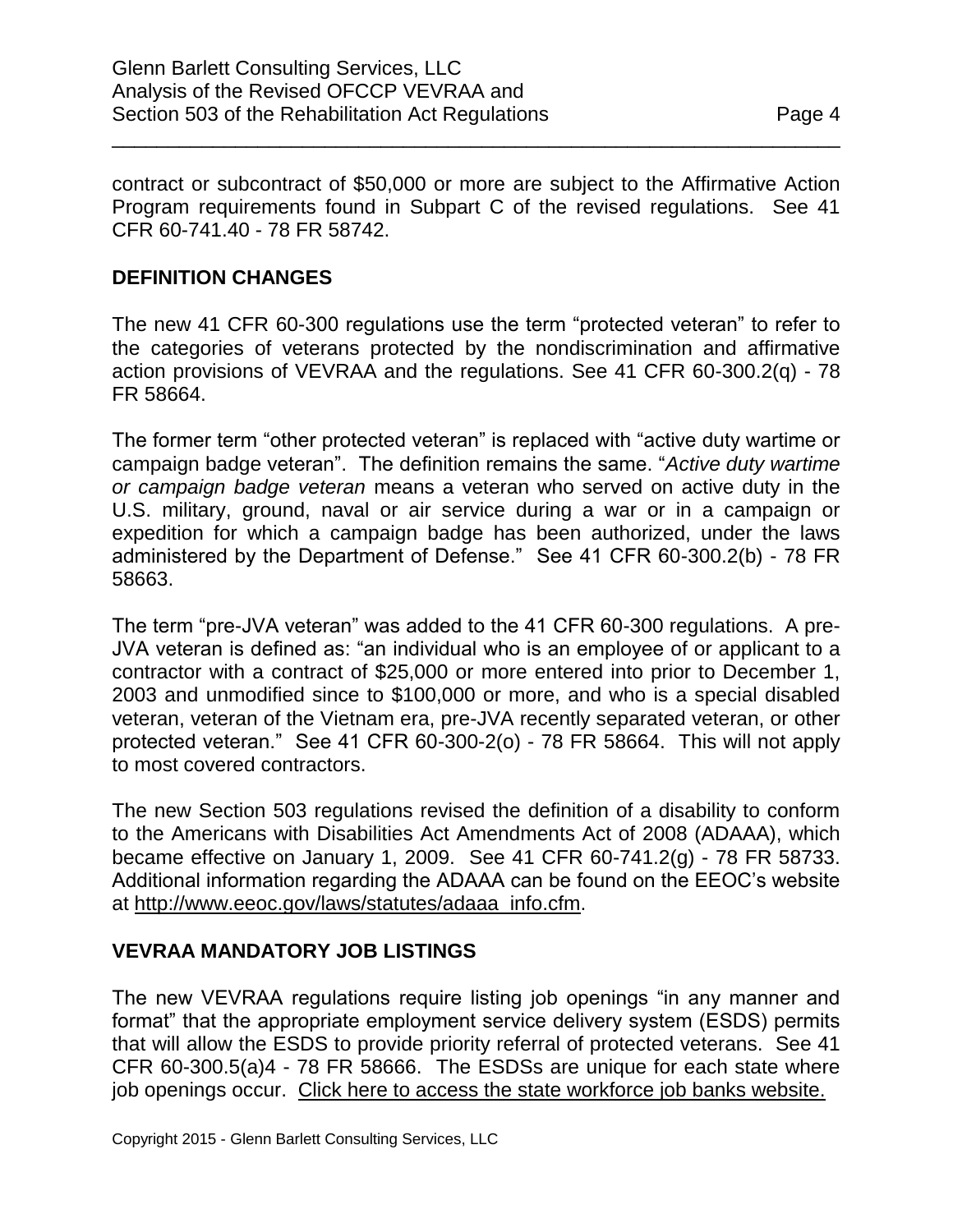contract or subcontract of $50,000 or more are subject to the Affirmative Action Program requirements found in Subpart C of the revised regulations. See 41 CFR 60-741.40 - 78 FR 58742.

## DEFINITION CHANGES

The new 41 CFR 60-300 regulations use the term "protected veteran" to refer to the categories of veterans protected by the nondiscrimination and affirmative action provisions of VEVRAA and the regulations. See 41 CFR 60-300.2(q) - 78 FR 58664.

The former term "other protected veteran" is replaced with "active duty wartime or campaign badge veteran". The definition remains the same. "*Active duty wartime or campaign badge veteran* means a veteran who served on active duty in the U.S. military, ground, naval or air service during a war or in a campaign or expedition for which a campaign badge has been authorized, under the laws administered by the Department of Defense." See 41 CFR 60-300.2(b) - 78 FR 58663.

The term "pre-JVA veteran" was added to the 41 CFR 60-300 regulations. A pre-JVA veteran is defined as: "an individual who is an employee of or applicant to a contractor with a contract of $25,000 or more entered into prior to December 1, 2003 and unmodified since to $100,000 or more, and who is a special disabled veteran, veteran of the Vietnam era, pre-JVA recently separated veteran, or other protected veteran." See 41 CFR 60-300-2(o) - 78 FR 58664. This will not apply to most covered contractors.

The new Section 503 regulations revised the definition of a disability to conform to the Americans with Disabilities Act Amendments Act of 2008 (ADAAA), which became effective on January 1, 2009. See 41 CFR 60-741.2(g) - 78 FR 58733. Additional information regarding the ADAAA can be found on the EEOC's website at http://www.eeoc.gov/laws/statutes/adaaa_info.cfm.

## VEVRAA MANDATORY JOB LISTINGS

The new VEVRAA regulations require listing job openings "in any manner and format" that the appropriate employment service delivery system (ESDS) permits that will allow the ESDS to provide priority referral of protected veterans. See 41 CFR 60-300.5(a)4 - 78 FR 58666. The ESDSs are unique for each state where job openings occur. Click here to access the state workforce job banks website.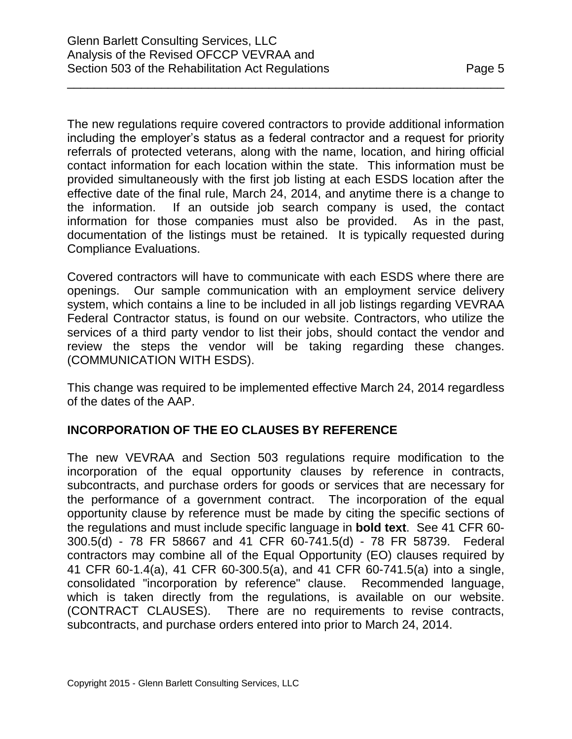The new regulations require covered contractors to provide additional information including the employer's status as a federal contractor and a request for priority referrals of protected veterans, along with the name, location, and hiring official contact information for each location within the state. This information must be provided simultaneously with the first job listing at each ESDS location after the effective date of the final rule, March 24, 2014, and anytime there is a change to the information. If an outside job search company is used, the contact information for those companies must also be provided. As in the past, documentation of the listings must be retained. It is typically requested during Compliance Evaluations.

Covered contractors will have to communicate with each ESDS where there are openings. Our sample communication with an employment service delivery system, which contains a line to be included in all job listings regarding VEVRAA Federal Contractor status, is found on our website. Contractors, who utilize the services of a third party vendor to list their jobs, should contact the vendor and review the steps the vendor will be taking regarding these changes. (COMMUNICATION WITH ESDS).

This change was required to be implemented effective March 24, 2014 regardless of the dates of the AAP.

## INCORPORATION OF THE EO CLAUSES BY REFERENCE

The new VEVRAA and Section 503 regulations require modification to the incorporation of the equal opportunity clauses by reference in contracts, subcontracts, and purchase orders for goods or services that are necessary for the performance of a government contract. The incorporation of the equal opportunity clause by reference must be made by citing the specific sections of the regulations and must include specific language in **bold text**. See 41 CFR 60-300.5(d) - 78 FR 58667 and 41 CFR 60-741.5(d) - 78 FR 58739. Federal contractors may combine all of the Equal Opportunity (EO) clauses required by 41 CFR 60-1.4(a), 41 CFR 60-300.5(a), and 41 CFR 60-741.5(a) into a single, consolidated "incorporation by reference" clause. Recommended language, which is taken directly from the regulations, is available on our website. (CONTRACT CLAUSES). There are no requirements to revise contracts, subcontracts, and purchase orders entered into prior to March 24, 2014.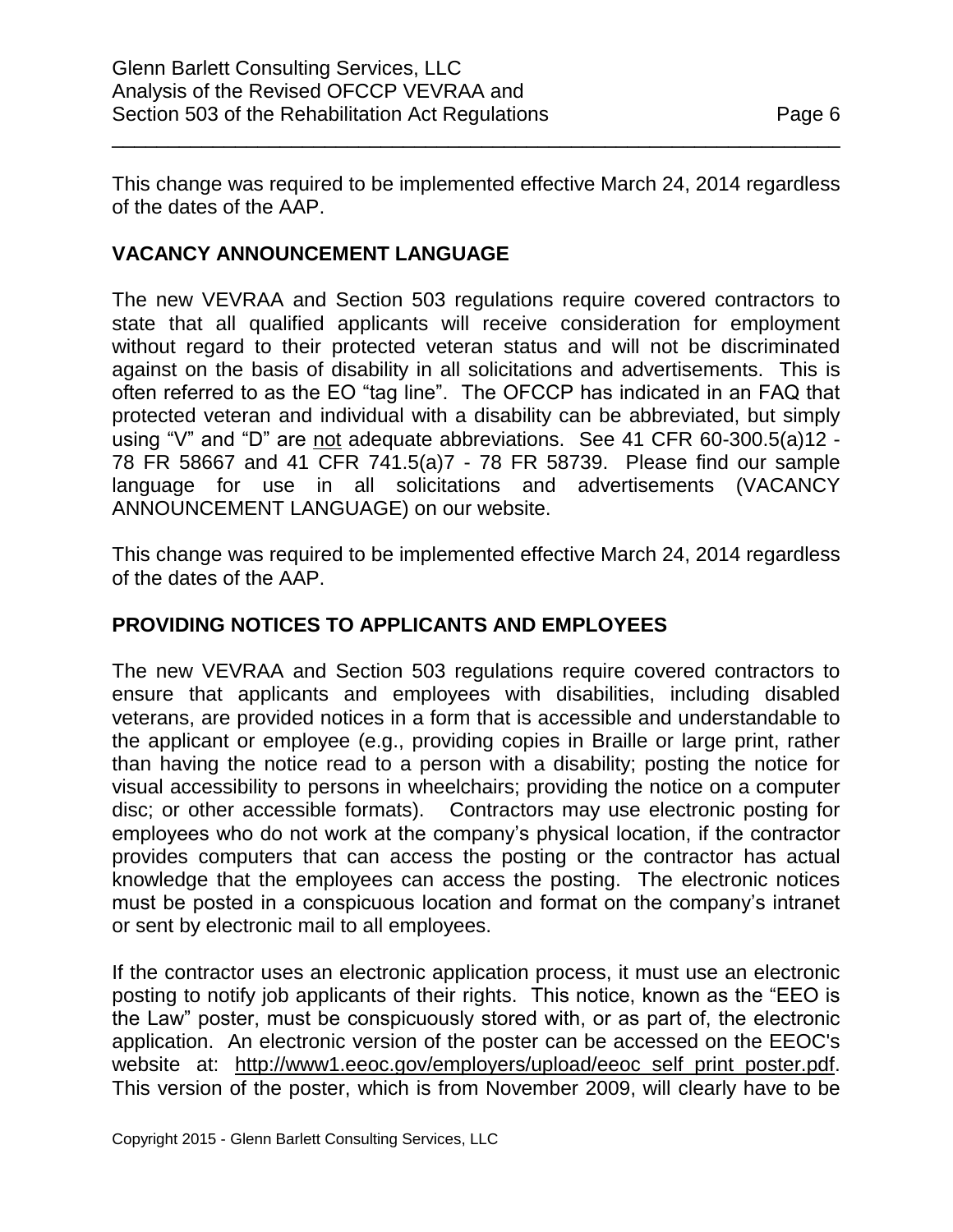This change was required to be implemented effective March 24, 2014 regardless of the dates of the AAP.

## VACANCY ANNOUNCEMENT LANGUAGE

The new VEVRAA and Section 503 regulations require covered contractors to state that all qualified applicants will receive consideration for employment without regard to their protected veteran status and will not be discriminated against on the basis of disability in all solicitations and advertisements. This is often referred to as the EO "tag line". The OFCCP has indicated in an FAQ that protected veteran and individual with a disability can be abbreviated, but simply using "V" and "D" are not adequate abbreviations. See 41 CFR 60-300.5(a)12 - 78 FR 58667 and 41 CFR 741.5(a)7 - 78 FR 58739. Please find our sample language for use in all solicitations and advertisements (VACANCY ANNOUNCEMENT LANGUAGE) on our website.

This change was required to be implemented effective March 24, 2014 regardless of the dates of the AAP.

## PROVIDING NOTICES TO APPLICANTS AND EMPLOYEES

The new VEVRAA and Section 503 regulations require covered contractors to ensure that applicants and employees with disabilities, including disabled veterans, are provided notices in a form that is accessible and understandable to the applicant or employee (e.g., providing copies in Braille or large print, rather than having the notice read to a person with a disability; posting the notice for visual accessibility to persons in wheelchairs; providing the notice on a computer disc; or other accessible formats). Contractors may use electronic posting for employees who do not work at the company's physical location, if the contractor provides computers that can access the posting or the contractor has actual knowledge that the employees can access the posting. The electronic notices must be posted in a conspicuous location and format on the company's intranet or sent by electronic mail to all employees.

If the contractor uses an electronic application process, it must use an electronic posting to notify job applicants of their rights. This notice, known as the "EEO is the Law" poster, must be conspicuously stored with, or as part of, the electronic application. An electronic version of the poster can be accessed on the EEOC's website at: http://www1.eeoc.gov/employers/upload/eeoc_self_print_poster.pdf. This version of the poster, which is from November 2009, will clearly have to be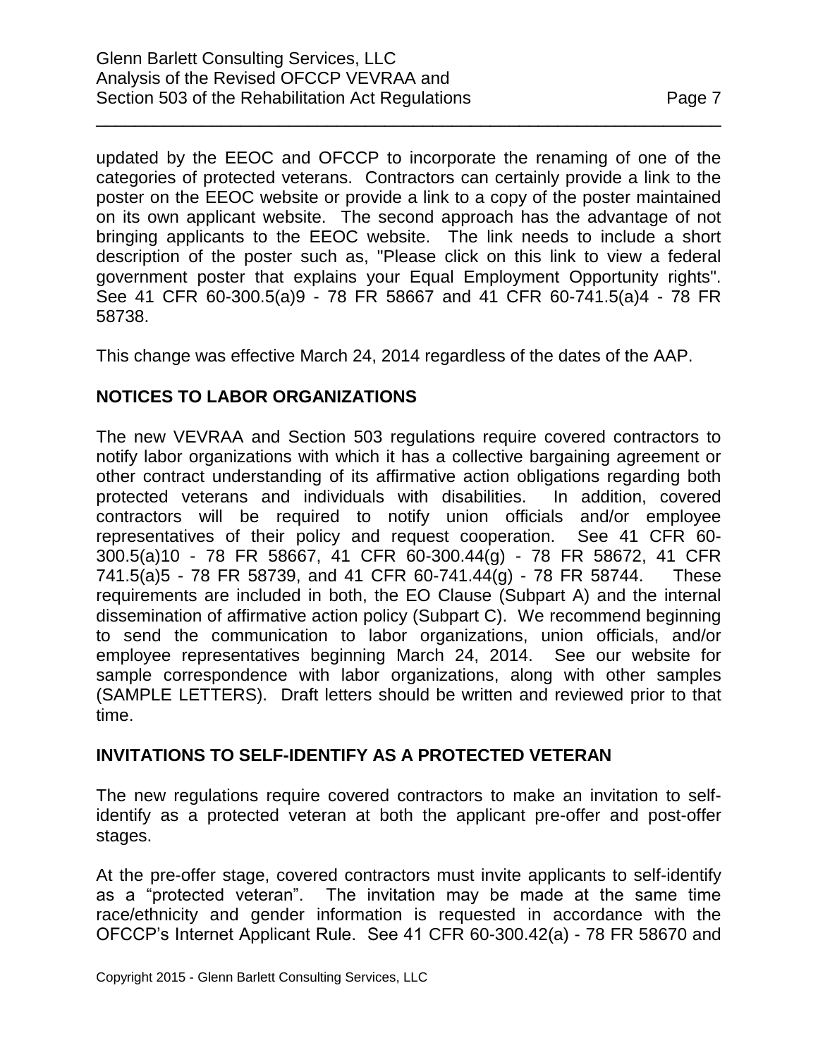updated by the EEOC and OFCCP to incorporate the renaming of one of the categories of protected veterans. Contractors can certainly provide a link to the poster on the EEOC website or provide a link to a copy of the poster maintained on its own applicant website. The second approach has the advantage of not bringing applicants to the EEOC website. The link needs to include a short description of the poster such as, "Please click on this link to view a federal government poster that explains your Equal Employment Opportunity rights". See 41 CFR 60-300.5(a)9 - 78 FR 58667 and 41 CFR 60-741.5(a)4 - 78 FR 58738.

This change was effective March 24, 2014 regardless of the dates of the AAP.

## NOTICES TO LABOR ORGANIZATIONS

The new VEVRAA and Section 503 regulations require covered contractors to notify labor organizations with which it has a collective bargaining agreement or other contract understanding of its affirmative action obligations regarding both protected veterans and individuals with disabilities. In addition, covered contractors will be required to notify union officials and/or employee representatives of their policy and request cooperation. See 41 CFR 60-300.5(a)10 - 78 FR 58667, 41 CFR 60-300.44(g) - 78 FR 58672, 41 CFR 741.5(a)5 - 78 FR 58739, and 41 CFR 60-741.44(g) - 78 FR 58744. These requirements are included in both, the EO Clause (Subpart A) and the internal dissemination of affirmative action policy (Subpart C). We recommend beginning to send the communication to labor organizations, union officials, and/or employee representatives beginning March 24, 2014. See our website for sample correspondence with labor organizations, along with other samples (SAMPLE LETTERS). Draft letters should be written and reviewed prior to that time.

## INVITATIONS TO SELF-IDENTIFY AS A PROTECTED VETERAN

The new regulations require covered contractors to make an invitation to self-identify as a protected veteran at both the applicant pre-offer and post-offer stages.

At the pre-offer stage, covered contractors must invite applicants to self-identify as a "protected veteran". The invitation may be made at the same time race/ethnicity and gender information is requested in accordance with the OFCCP's Internet Applicant Rule. See 41 CFR 60-300.42(a) - 78 FR 58670 and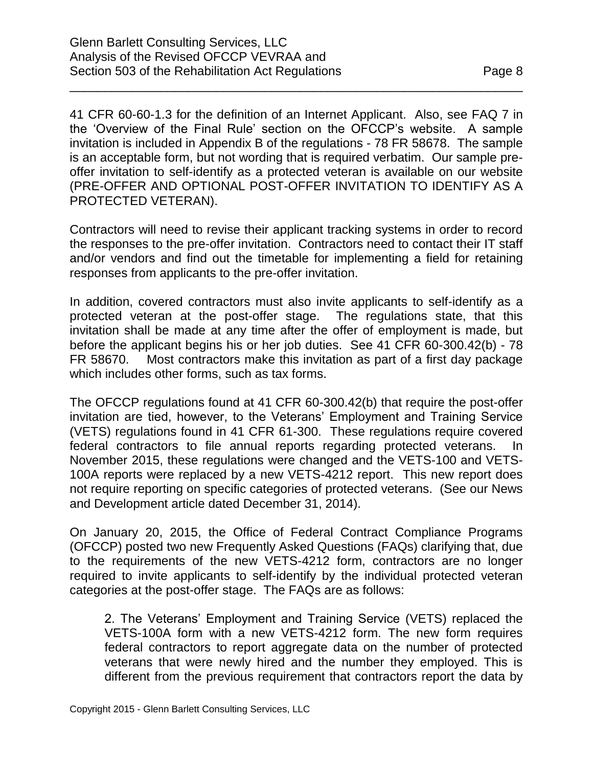41 CFR 60-60-1.3 for the definition of an Internet Applicant. Also, see FAQ 7 in the 'Overview of the Final Rule' section on the OFCCP's website. A sample invitation is included in Appendix B of the regulations - 78 FR 58678. The sample is an acceptable form, but not wording that is required verbatim. Our sample pre-offer invitation to self-identify as a protected veteran is available on our website (PRE-OFFER AND OPTIONAL POST-OFFER INVITATION TO IDENTIFY AS A PROTECTED VETERAN).

Contractors will need to revise their applicant tracking systems in order to record the responses to the pre-offer invitation. Contractors need to contact their IT staff and/or vendors and find out the timetable for implementing a field for retaining responses from applicants to the pre-offer invitation.

In addition, covered contractors must also invite applicants to self-identify as a protected veteran at the post-offer stage. The regulations state, that this invitation shall be made at any time after the offer of employment is made, but before the applicant begins his or her job duties. See 41 CFR 60-300.42(b) - 78 FR 58670. Most contractors make this invitation as part of a first day package which includes other forms, such as tax forms.

The OFCCP regulations found at 41 CFR 60-300.42(b) that require the post-offer invitation are tied, however, to the Veterans' Employment and Training Service (VETS) regulations found in 41 CFR 61-300. These regulations require covered federal contractors to file annual reports regarding protected veterans. In November 2015, these regulations were changed and the VETS-100 and VETS-100A reports were replaced by a new VETS-4212 report. This new report does not require reporting on specific categories of protected veterans. (See our News and Development article dated December 31, 2014).

On January 20, 2015, the Office of Federal Contract Compliance Programs (OFCCP) posted two new Frequently Asked Questions (FAQs) clarifying that, due to the requirements of the new VETS-4212 form, contractors are no longer required to invite applicants to self-identify by the individual protected veteran categories at the post-offer stage. The FAQs are as follows:

> 2. The Veterans' Employment and Training Service (VETS) replaced the VETS-100A form with a new VETS-4212 form. The new form requires federal contractors to report aggregate data on the number of protected veterans that were newly hired and the number they employed. This is different from the previous requirement that contractors report the data by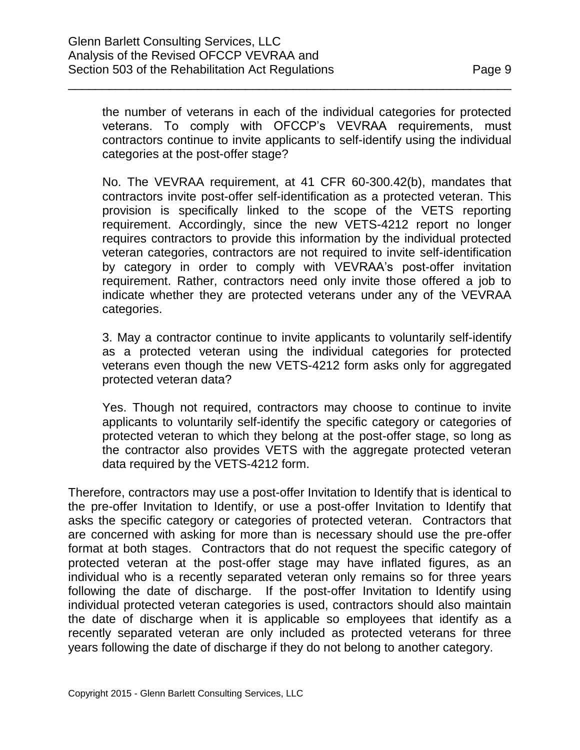> the number of veterans in each of the individual categories for protected veterans. To comply with OFCCP's VEVRAA requirements, must contractors continue to invite applicants to self-identify using the individual categories at the post-offer stage?
>
> No. The VEVRAA requirement, at 41 CFR 60-300.42(b), mandates that contractors invite post-offer self-identification as a protected veteran. This provision is specifically linked to the scope of the VETS reporting requirement. Accordingly, since the new VETS-4212 report no longer requires contractors to provide this information by the individual protected veteran categories, contractors are not required to invite self-identification by category in order to comply with VEVRAA's post-offer invitation requirement. Rather, contractors need only invite those offered a job to indicate whether they are protected veterans under any of the VEVRAA categories.
>
> 3. May a contractor continue to invite applicants to voluntarily self-identify as a protected veteran using the individual categories for protected veterans even though the new VETS-4212 form asks only for aggregated protected veteran data?
>
> Yes. Though not required, contractors may choose to continue to invite applicants to voluntarily self-identify the specific category or categories of protected veteran to which they belong at the post-offer stage, so long as the contractor also provides VETS with the aggregate protected veteran data required by the VETS-4212 form.

Therefore, contractors may use a post-offer Invitation to Identify that is identical to the pre-offer Invitation to Identify, or use a post-offer Invitation to Identify that asks the specific category or categories of protected veteran. Contractors that are concerned with asking for more than is necessary should use the pre-offer format at both stages. Contractors that do not request the specific category of protected veteran at the post-offer stage may have inflated figures, as an individual who is a recently separated veteran only remains so for three years following the date of discharge. If the post-offer Invitation to Identify using individual protected veteran categories is used, contractors should also maintain the date of discharge when it is applicable so employees that identify as a recently separated veteran are only included as protected veterans for three years following the date of discharge if they do not belong to another category.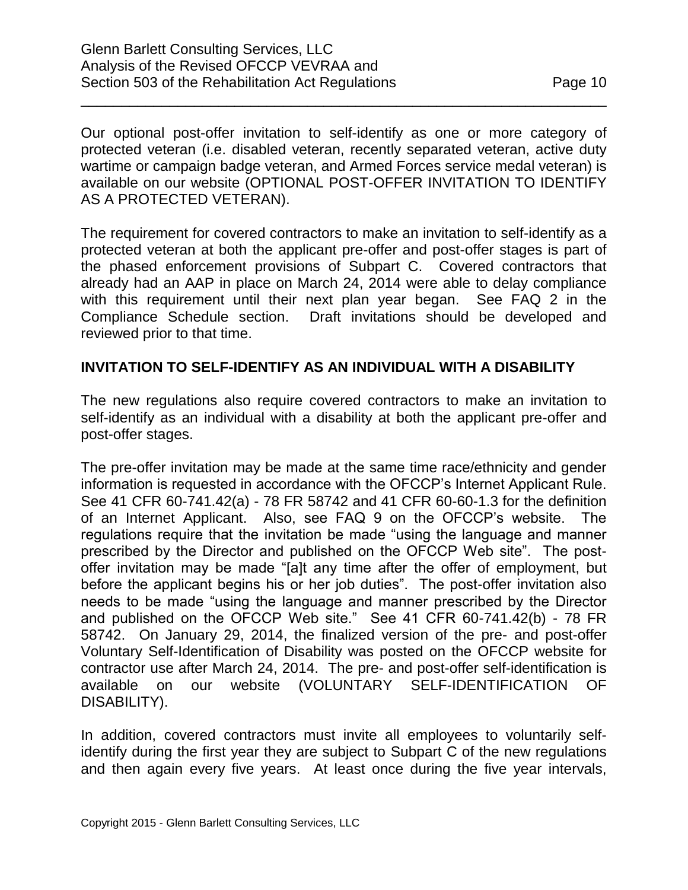Our optional post-offer invitation to self-identify as one or more category of protected veteran (i.e. disabled veteran, recently separated veteran, active duty wartime or campaign badge veteran, and Armed Forces service medal veteran) is available on our website (OPTIONAL POST-OFFER INVITATION TO IDENTIFY AS A PROTECTED VETERAN).

The requirement for covered contractors to make an invitation to self-identify as a protected veteran at both the applicant pre-offer and post-offer stages is part of the phased enforcement provisions of Subpart C. Covered contractors that already had an AAP in place on March 24, 2014 were able to delay compliance with this requirement until their next plan year began. See FAQ 2 in the Compliance Schedule section. Draft invitations should be developed and reviewed prior to that time.

## INVITATION TO SELF-IDENTIFY AS AN INDIVIDUAL WITH A DISABILITY

The new regulations also require covered contractors to make an invitation to self-identify as an individual with a disability at both the applicant pre-offer and post-offer stages.

The pre-offer invitation may be made at the same time race/ethnicity and gender information is requested in accordance with the OFCCP's Internet Applicant Rule. See 41 CFR 60-741.42(a) - 78 FR 58742 and 41 CFR 60-60-1.3 for the definition of an Internet Applicant. Also, see FAQ 9 on the OFCCP's website. The regulations require that the invitation be made "using the language and manner prescribed by the Director and published on the OFCCP Web site". The post-offer invitation may be made "[a]t any time after the offer of employment, but before the applicant begins his or her job duties". The post-offer invitation also needs to be made "using the language and manner prescribed by the Director and published on the OFCCP Web site." See 41 CFR 60-741.42(b) - 78 FR 58742. On January 29, 2014, the finalized version of the pre- and post-offer Voluntary Self-Identification of Disability was posted on the OFCCP website for contractor use after March 24, 2014. The pre- and post-offer self-identification is available on our website (VOLUNTARY SELF-IDENTIFICATION OF DISABILITY).

In addition, covered contractors must invite all employees to voluntarily self-identify during the first year they are subject to Subpart C of the new regulations and then again every five years. At least once during the five year intervals,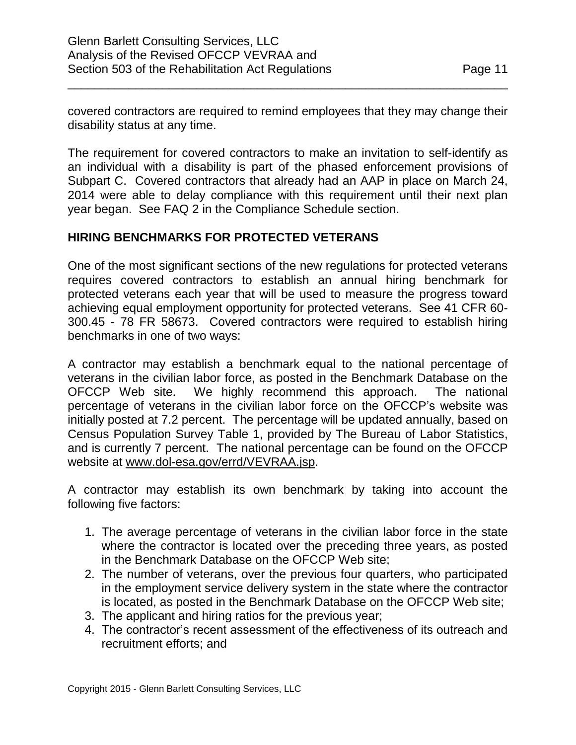covered contractors are required to remind employees that they may change their disability status at any time.

The requirement for covered contractors to make an invitation to self-identify as an individual with a disability is part of the phased enforcement provisions of Subpart C. Covered contractors that already had an AAP in place on March 24, 2014 were able to delay compliance with this requirement until their next plan year began. See FAQ 2 in the Compliance Schedule section.

## HIRING BENCHMARKS FOR PROTECTED VETERANS

One of the most significant sections of the new regulations for protected veterans requires covered contractors to establish an annual hiring benchmark for protected veterans each year that will be used to measure the progress toward achieving equal employment opportunity for protected veterans. See 41 CFR 60-300.45 - 78 FR 58673. Covered contractors were required to establish hiring benchmarks in one of two ways:

A contractor may establish a benchmark equal to the national percentage of veterans in the civilian labor force, as posted in the Benchmark Database on the OFCCP Web site. We highly recommend this approach. The national percentage of veterans in the civilian labor force on the OFCCP's website was initially posted at 7.2 percent. The percentage will be updated annually, based on Census Population Survey Table 1, provided by The Bureau of Labor Statistics, and is currently 7 percent. The national percentage can be found on the OFCCP website at www.dol-esa.gov/errd/VEVRAA.jsp.

A contractor may establish its own benchmark by taking into account the following five factors:

1. The average percentage of veterans in the civilian labor force in the state where the contractor is located over the preceding three years, as posted in the Benchmark Database on the OFCCP Web site;
2. The number of veterans, over the previous four quarters, who participated in the employment service delivery system in the state where the contractor is located, as posted in the Benchmark Database on the OFCCP Web site;
3. The applicant and hiring ratios for the previous year;
4. The contractor's recent assessment of the effectiveness of its outreach and recruitment efforts; and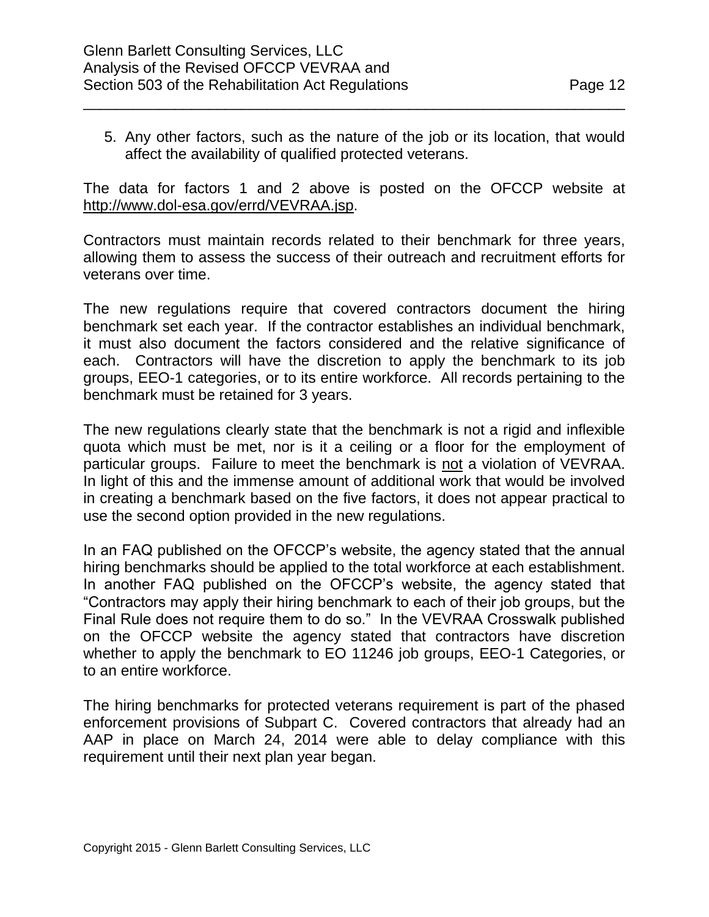5. Any other factors, such as the nature of the job or its location, that would affect the availability of qualified protected veterans.

The data for factors 1 and 2 above is posted on the OFCCP website at http://www.dol-esa.gov/errd/VEVRAA.jsp.

Contractors must maintain records related to their benchmark for three years, allowing them to assess the success of their outreach and recruitment efforts for veterans over time.

The new regulations require that covered contractors document the hiring benchmark set each year. If the contractor establishes an individual benchmark, it must also document the factors considered and the relative significance of each. Contractors will have the discretion to apply the benchmark to its job groups, EEO-1 categories, or to its entire workforce. All records pertaining to the benchmark must be retained for 3 years.

The new regulations clearly state that the benchmark is not a rigid and inflexible quota which must be met, nor is it a ceiling or a floor for the employment of particular groups. Failure to meet the benchmark is not a violation of VEVRAA. In light of this and the immense amount of additional work that would be involved in creating a benchmark based on the five factors, it does not appear practical to use the second option provided in the new regulations.

In an FAQ published on the OFCCP's website, the agency stated that the annual hiring benchmarks should be applied to the total workforce at each establishment. In another FAQ published on the OFCCP's website, the agency stated that "Contractors may apply their hiring benchmark to each of their job groups, but the Final Rule does not require them to do so." In the VEVRAA Crosswalk published on the OFCCP website the agency stated that contractors have discretion whether to apply the benchmark to EO 11246 job groups, EEO-1 Categories, or to an entire workforce.

The hiring benchmarks for protected veterans requirement is part of the phased enforcement provisions of Subpart C. Covered contractors that already had an AAP in place on March 24, 2014 were able to delay compliance with this requirement until their next plan year began.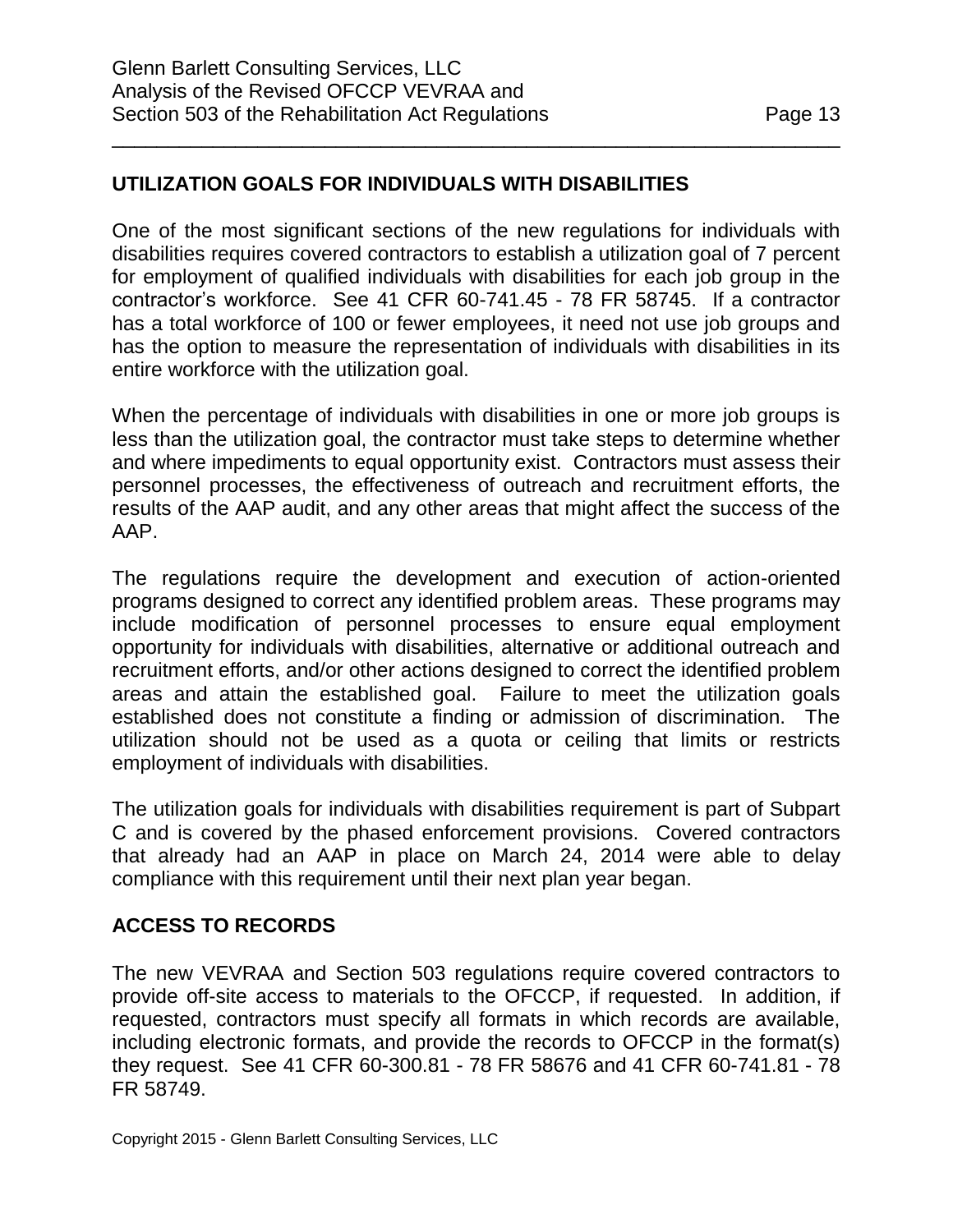## UTILIZATION GOALS FOR INDIVIDUALS WITH DISABILITIES

One of the most significant sections of the new regulations for individuals with disabilities requires covered contractors to establish a utilization goal of 7 percent for employment of qualified individuals with disabilities for each job group in the contractor's workforce. See 41 CFR 60-741.45 - 78 FR 58745. If a contractor has a total workforce of 100 or fewer employees, it need not use job groups and has the option to measure the representation of individuals with disabilities in its entire workforce with the utilization goal.

When the percentage of individuals with disabilities in one or more job groups is less than the utilization goal, the contractor must take steps to determine whether and where impediments to equal opportunity exist. Contractors must assess their personnel processes, the effectiveness of outreach and recruitment efforts, the results of the AAP audit, and any other areas that might affect the success of the AAP.

The regulations require the development and execution of action-oriented programs designed to correct any identified problem areas. These programs may include modification of personnel processes to ensure equal employment opportunity for individuals with disabilities, alternative or additional outreach and recruitment efforts, and/or other actions designed to correct the identified problem areas and attain the established goal. Failure to meet the utilization goals established does not constitute a finding or admission of discrimination. The utilization should not be used as a quota or ceiling that limits or restricts employment of individuals with disabilities.

The utilization goals for individuals with disabilities requirement is part of Subpart C and is covered by the phased enforcement provisions. Covered contractors that already had an AAP in place on March 24, 2014 were able to delay compliance with this requirement until their next plan year began.

## ACCESS TO RECORDS

The new VEVRAA and Section 503 regulations require covered contractors to provide off-site access to materials to the OFCCP, if requested. In addition, if requested, contractors must specify all formats in which records are available, including electronic formats, and provide the records to OFCCP in the format(s) they request. See 41 CFR 60-300.81 - 78 FR 58676 and 41 CFR 60-741.81 - 78 FR 58749.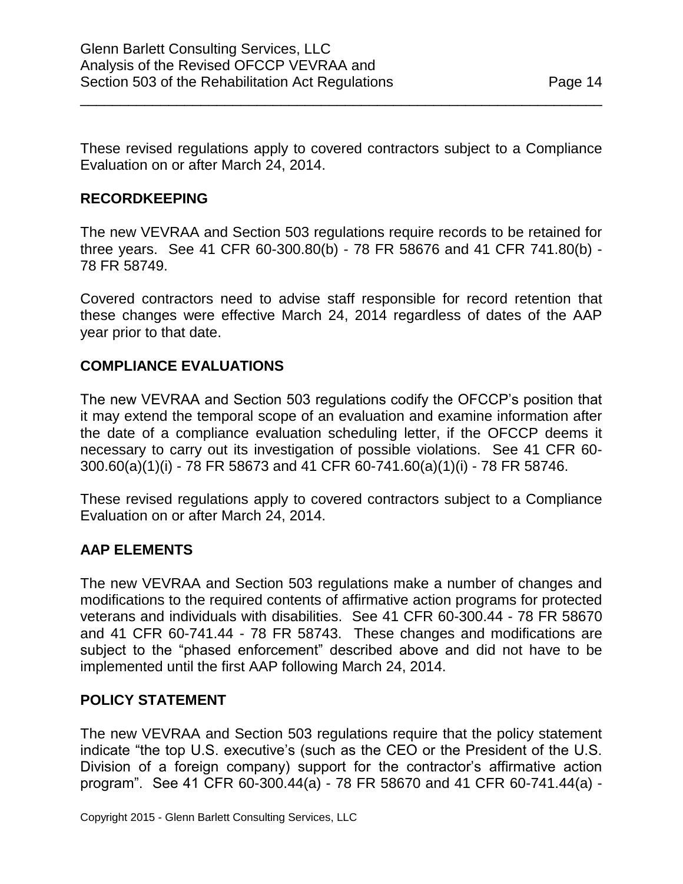These revised regulations apply to covered contractors subject to a Compliance Evaluation on or after March 24, 2014.

## RECORDKEEPING

The new VEVRAA and Section 503 regulations require records to be retained for three years. See 41 CFR 60-300.80(b) - 78 FR 58676 and 41 CFR 741.80(b) - 78 FR 58749.

Covered contractors need to advise staff responsible for record retention that these changes were effective March 24, 2014 regardless of dates of the AAP year prior to that date.

## COMPLIANCE EVALUATIONS

The new VEVRAA and Section 503 regulations codify the OFCCP's position that it may extend the temporal scope of an evaluation and examine information after the date of a compliance evaluation scheduling letter, if the OFCCP deems it necessary to carry out its investigation of possible violations. See 41 CFR 60-300.60(a)(1)(i) - 78 FR 58673 and 41 CFR 60-741.60(a)(1)(i) - 78 FR 58746.

These revised regulations apply to covered contractors subject to a Compliance Evaluation on or after March 24, 2014.

## AAP ELEMENTS

The new VEVRAA and Section 503 regulations make a number of changes and modifications to the required contents of affirmative action programs for protected veterans and individuals with disabilities. See 41 CFR 60-300.44 - 78 FR 58670 and 41 CFR 60-741.44 - 78 FR 58743. These changes and modifications are subject to the "phased enforcement" described above and did not have to be implemented until the first AAP following March 24, 2014.

## POLICY STATEMENT

The new VEVRAA and Section 503 regulations require that the policy statement indicate "the top U.S. executive's (such as the CEO or the President of the U.S. Division of a foreign company) support for the contractor's affirmative action program". See 41 CFR 60-300.44(a) - 78 FR 58670 and 41 CFR 60-741.44(a) -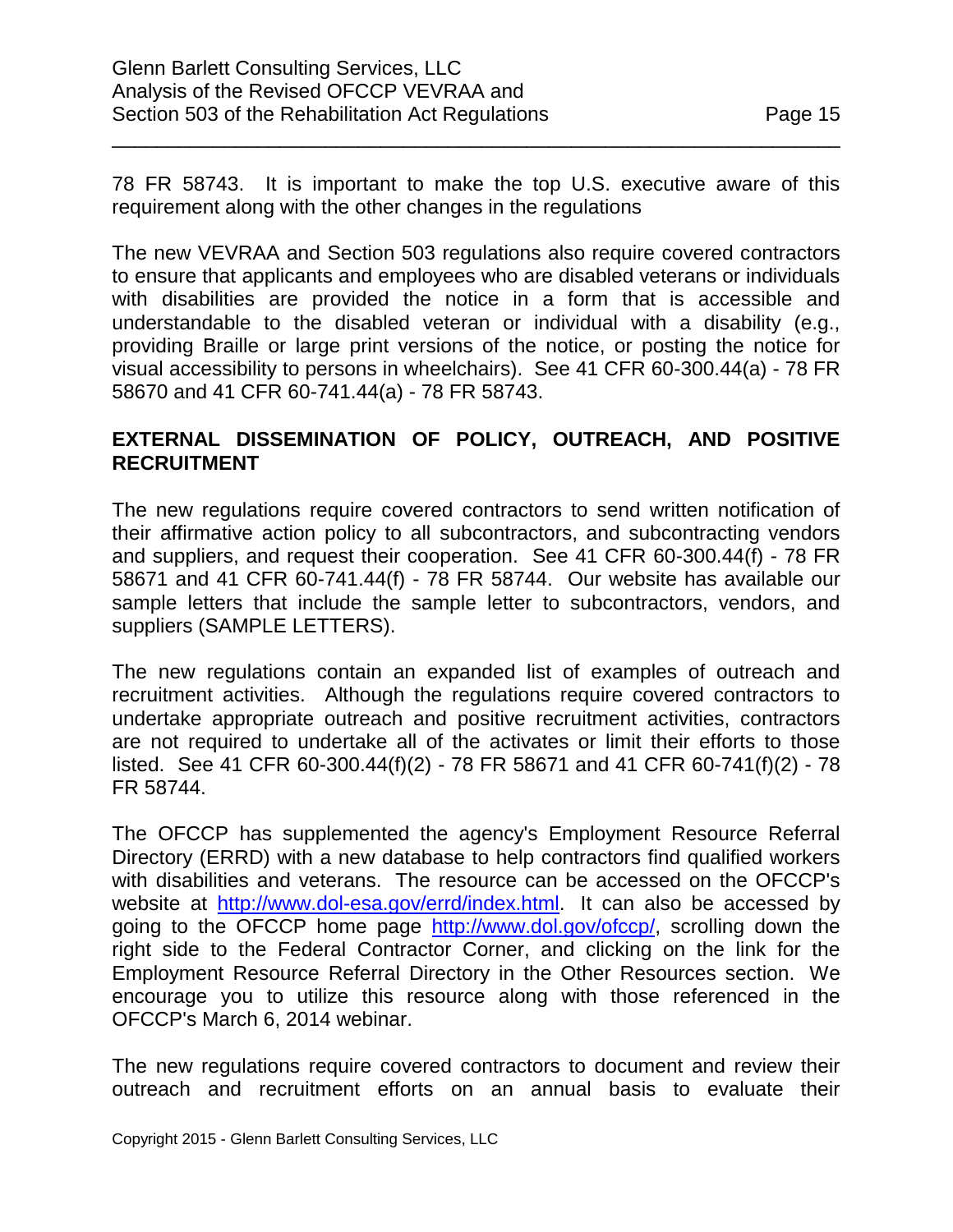78 FR 58743. It is important to make the top U.S. executive aware of this requirement along with the other changes in the regulations

The new VEVRAA and Section 503 regulations also require covered contractors to ensure that applicants and employees who are disabled veterans or individuals with disabilities are provided the notice in a form that is accessible and understandable to the disabled veteran or individual with a disability (e.g., providing Braille or large print versions of the notice, or posting the notice for visual accessibility to persons in wheelchairs). See 41 CFR 60-300.44(a) - 78 FR 58670 and 41 CFR 60-741.44(a) - 78 FR 58743.

**EXTERNAL DISSEMINATION OF POLICY, OUTREACH, AND POSITIVE RECRUITMENT**

The new regulations require covered contractors to send written notification of their affirmative action policy to all subcontractors, and subcontracting vendors and suppliers, and request their cooperation. See 41 CFR 60-300.44(f) - 78 FR 58671 and 41 CFR 60-741.44(f) - 78 FR 58744. Our website has available our sample letters that include the sample letter to subcontractors, vendors, and suppliers (SAMPLE LETTERS).

The new regulations contain an expanded list of examples of outreach and recruitment activities. Although the regulations require covered contractors to undertake appropriate outreach and positive recruitment activities, contractors are not required to undertake all of the activates or limit their efforts to those listed. See 41 CFR 60-300.44(f)(2) - 78 FR 58671 and 41 CFR 60-741(f)(2) - 78 FR 58744.

The OFCCP has supplemented the agency's Employment Resource Referral Directory (ERRD) with a new database to help contractors find qualified workers with disabilities and veterans. The resource can be accessed on the OFCCP's website at http://www.dol-esa.gov/errd/index.html. It can also be accessed by going to the OFCCP home page http://www.dol.gov/ofccp/, scrolling down the right side to the Federal Contractor Corner, and clicking on the link for the Employment Resource Referral Directory in the Other Resources section. We encourage you to utilize this resource along with those referenced in the OFCCP's March 6, 2014 webinar.

The new regulations require covered contractors to document and review their outreach and recruitment efforts on an annual basis to evaluate their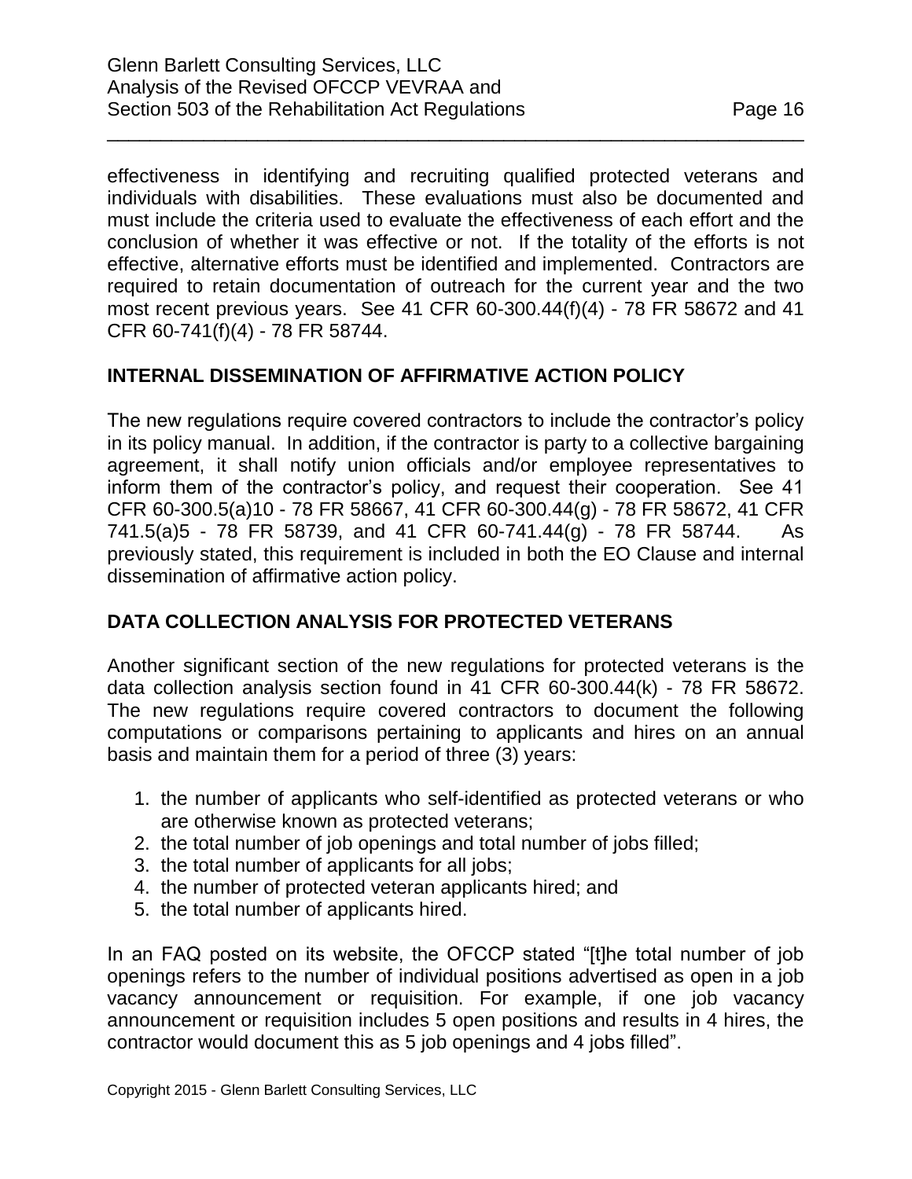effectiveness in identifying and recruiting qualified protected veterans and individuals with disabilities. These evaluations must also be documented and must include the criteria used to evaluate the effectiveness of each effort and the conclusion of whether it was effective or not. If the totality of the efforts is not effective, alternative efforts must be identified and implemented. Contractors are required to retain documentation of outreach for the current year and the two most recent previous years. See 41 CFR 60-300.44(f)(4) - 78 FR 58672 and 41 CFR 60-741(f)(4) - 78 FR 58744.

## INTERNAL DISSEMINATION OF AFFIRMATIVE ACTION POLICY

The new regulations require covered contractors to include the contractor's policy in its policy manual. In addition, if the contractor is party to a collective bargaining agreement, it shall notify union officials and/or employee representatives to inform them of the contractor's policy, and request their cooperation. See 41 CFR 60-300.5(a)10 - 78 FR 58667, 41 CFR 60-300.44(g) - 78 FR 58672, 41 CFR 741.5(a)5 - 78 FR 58739, and 41 CFR 60-741.44(g) - 78 FR 58744. As previously stated, this requirement is included in both the EO Clause and internal dissemination of affirmative action policy.

## DATA COLLECTION ANALYSIS FOR PROTECTED VETERANS

Another significant section of the new regulations for protected veterans is the data collection analysis section found in 41 CFR 60-300.44(k) - 78 FR 58672. The new regulations require covered contractors to document the following computations or comparisons pertaining to applicants and hires on an annual basis and maintain them for a period of three (3) years:

1. the number of applicants who self-identified as protected veterans or who are otherwise known as protected veterans;
2. the total number of job openings and total number of jobs filled;
3. the total number of applicants for all jobs;
4. the number of protected veteran applicants hired; and
5. the total number of applicants hired.

In an FAQ posted on its website, the OFCCP stated "[t]he total number of job openings refers to the number of individual positions advertised as open in a job vacancy announcement or requisition. For example, if one job vacancy announcement or requisition includes 5 open positions and results in 4 hires, the contractor would document this as 5 job openings and 4 jobs filled".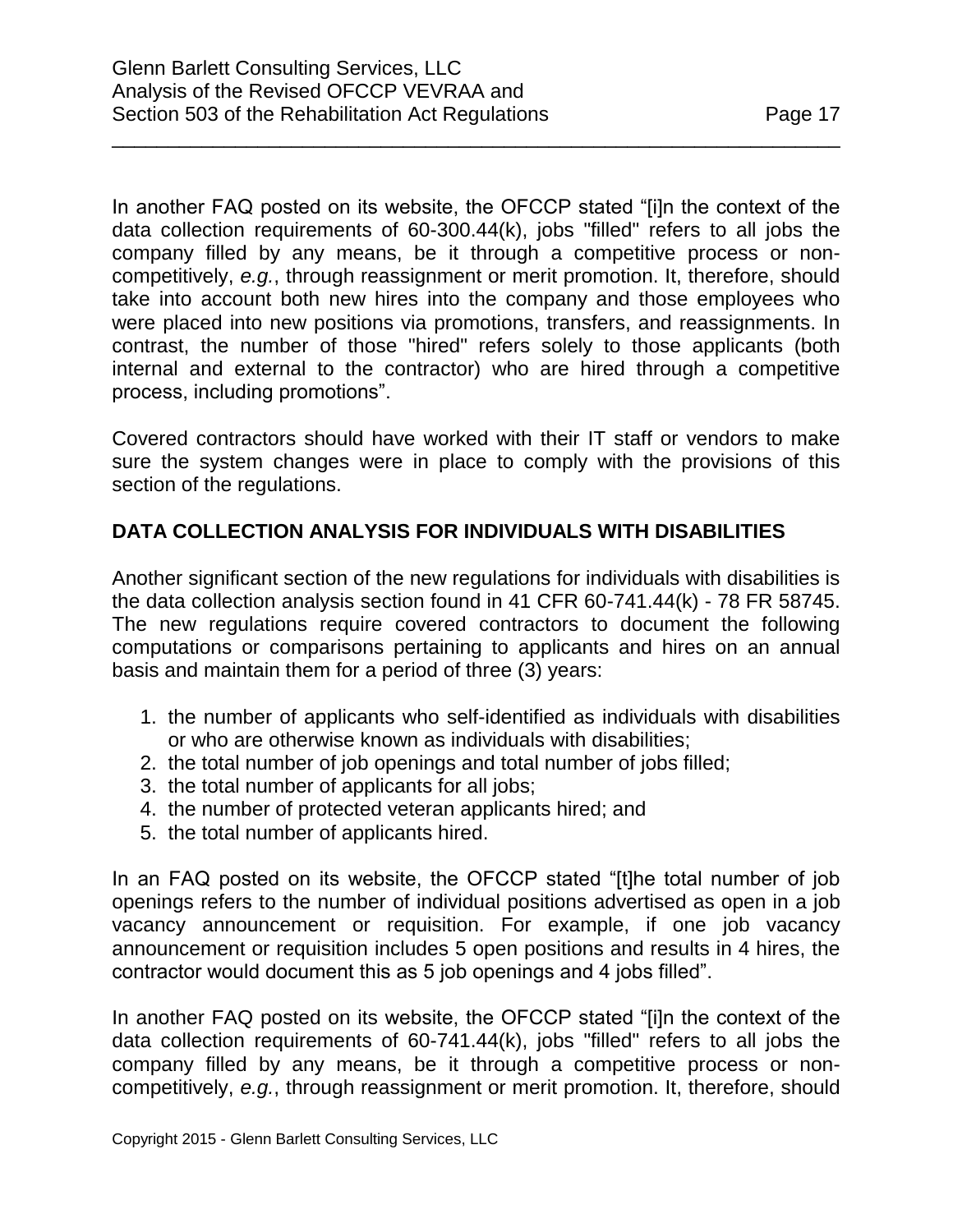In another FAQ posted on its website, the OFCCP stated "[i]n the context of the data collection requirements of 60-300.44(k), jobs "filled" refers to all jobs the company filled by any means, be it through a competitive process or non-competitively, *e.g.*, through reassignment or merit promotion. It, therefore, should take into account both new hires into the company and those employees who were placed into new positions via promotions, transfers, and reassignments. In contrast, the number of those "hired" refers solely to those applicants (both internal and external to the contractor) who are hired through a competitive process, including promotions".

Covered contractors should have worked with their IT staff or vendors to make sure the system changes were in place to comply with the provisions of this section of the regulations.

## DATA COLLECTION ANALYSIS FOR INDIVIDUALS WITH DISABILITIES

Another significant section of the new regulations for individuals with disabilities is the data collection analysis section found in 41 CFR 60-741.44(k) - 78 FR 58745. The new regulations require covered contractors to document the following computations or comparisons pertaining to applicants and hires on an annual basis and maintain them for a period of three (3) years:

1. the number of applicants who self-identified as individuals with disabilities or who are otherwise known as individuals with disabilities;
2. the total number of job openings and total number of jobs filled;
3. the total number of applicants for all jobs;
4. the number of protected veteran applicants hired; and
5. the total number of applicants hired.

In an FAQ posted on its website, the OFCCP stated "[t]he total number of job openings refers to the number of individual positions advertised as open in a job vacancy announcement or requisition. For example, if one job vacancy announcement or requisition includes 5 open positions and results in 4 hires, the contractor would document this as 5 job openings and 4 jobs filled".

In another FAQ posted on its website, the OFCCP stated "[i]n the context of the data collection requirements of 60-741.44(k), jobs "filled" refers to all jobs the company filled by any means, be it through a competitive process or non-competitively, *e.g.*, through reassignment or merit promotion. It, therefore, should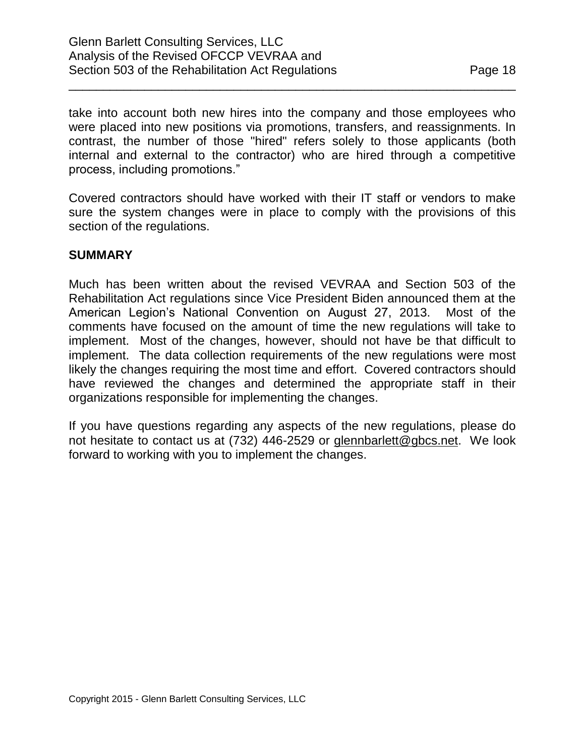take into account both new hires into the company and those employees who were placed into new positions via promotions, transfers, and reassignments. In contrast, the number of those "hired" refers solely to those applicants (both internal and external to the contractor) who are hired through a competitive process, including promotions."

Covered contractors should have worked with their IT staff or vendors to make sure the system changes were in place to comply with the provisions of this section of the regulations.

**SUMMARY**

Much has been written about the revised VEVRAA and Section 503 of the Rehabilitation Act regulations since Vice President Biden announced them at the American Legion's National Convention on August 27, 2013. Most of the comments have focused on the amount of time the new regulations will take to implement. Most of the changes, however, should not have be that difficult to implement. The data collection requirements of the new regulations were most likely the changes requiring the most time and effort. Covered contractors should have reviewed the changes and determined the appropriate staff in their organizations responsible for implementing the changes.

If you have questions regarding any aspects of the new regulations, please do not hesitate to contact us at (732) 446-2529 or glennbarlett@gbcs.net. We look forward to working with you to implement the changes.